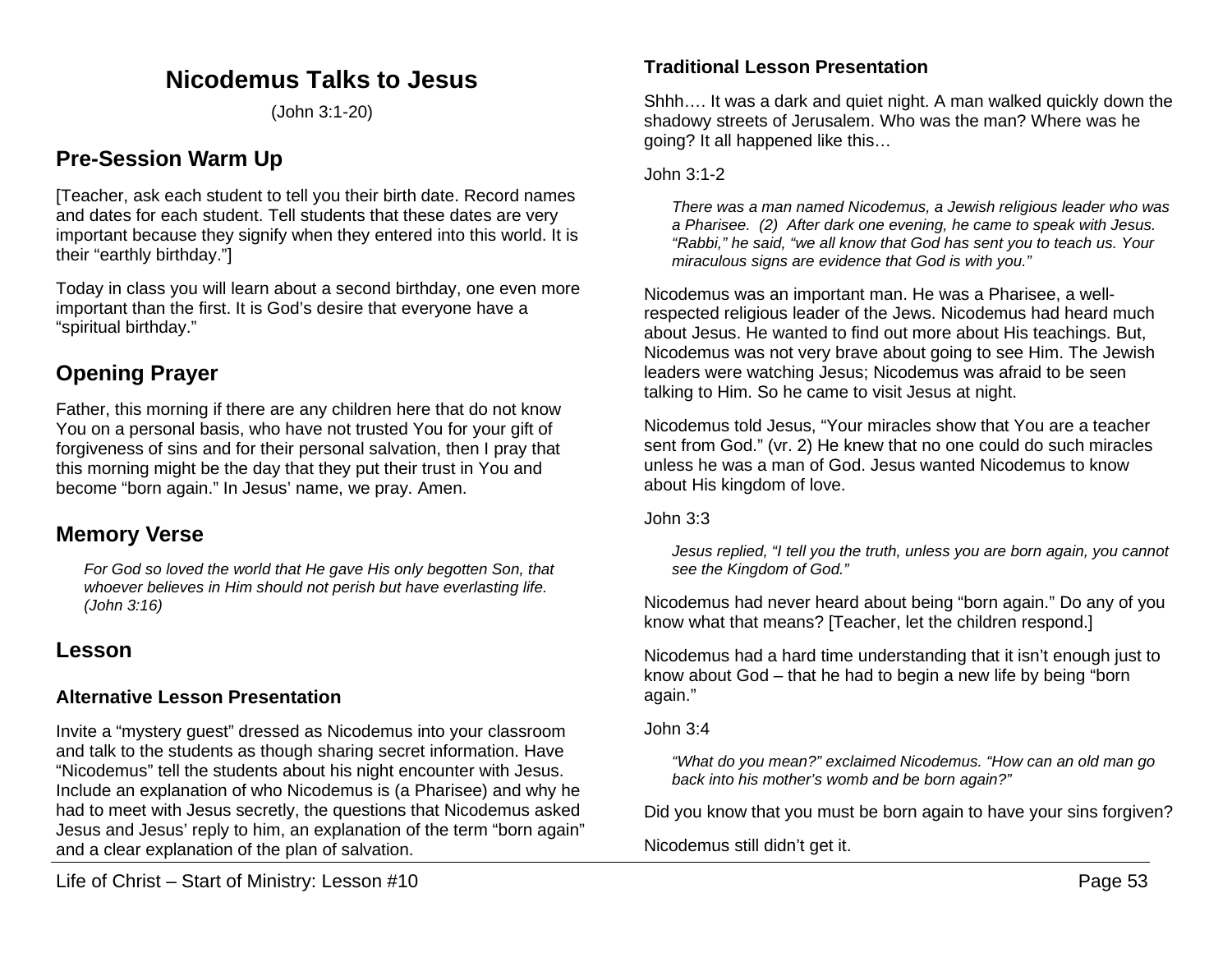# Nicodemus Talks to Jesus

(John 3:1-20)

## Pre-Session Warm Up

[Teacher, ask each student to tell you their birth date. Record names and dates for each student. Tell students that these dates are very important because they signify when they entered into this world. It is their "earthly birthday."]

Today in class you will learn about a second birthday, one even more important than the first. It is God's desire that everyone have a "spiritual birthday."

## Opening Prayer

Father, this morning if there are any children here that do not know You on a personal basis, who have not trusted You for your gift of forgiveness of sins and for their personal salvation, then I pray that this morning might be the day that they put their trust in You and become "born again." In Jesus' name, we pray. Amen.

## Memory Verse

> *For God so loved the world that He gave His only begotten Son, that whoever believes in Him should not perish but have everlasting life. (John 3:16)*

## Lesson

### Alternative Lesson Presentation

Invite a "mystery guest" dressed as Nicodemus into your classroom and talk to the students as though sharing secret information. Have "Nicodemus" tell the students about his night encounter with Jesus. Include an explanation of who Nicodemus is (a Pharisee) and why he had to meet with Jesus secretly, the questions that Nicodemus asked Jesus and Jesus' reply to him, an explanation of the term "born again" and a clear explanation of the plan of salvation.

### Traditional Lesson Presentation

Shhh…. It was a dark and quiet night. A man walked quickly down the shadowy streets of Jerusalem. Who was the man? Where was he going? It all happened like this…

John 3:1-2

> *There was a man named Nicodemus, a Jewish religious leader who was a Pharisee. (2) After dark one evening, he came to speak with Jesus. "Rabbi," he said, "we all know that God has sent you to teach us. Your miraculous signs are evidence that God is with you."*

Nicodemus was an important man. He was a Pharisee, a well-respected religious leader of the Jews. Nicodemus had heard much about Jesus. He wanted to find out more about His teachings. But, Nicodemus was not very brave about going to see Him. The Jewish leaders were watching Jesus; Nicodemus was afraid to be seen talking to Him. So he came to visit Jesus at night.

Nicodemus told Jesus, "Your miracles show that You are a teacher sent from God." (vr. 2) He knew that no one could do such miracles unless he was a man of God. Jesus wanted Nicodemus to know about His kingdom of love.

John 3:3

> *Jesus replied, "I tell you the truth, unless you are born again, you cannot see the Kingdom of God."*

Nicodemus had never heard about being "born again." Do any of you know what that means? [Teacher, let the children respond.]

Nicodemus had a hard time understanding that it isn't enough just to know about God – that he had to begin a new life by being "born again."

John 3:4

> *"What do you mean?" exclaimed Nicodemus. "How can an old man go back into his mother's womb and be born again?"*

Did you know that you must be born again to have your sins forgiven?

Nicodemus still didn't get it.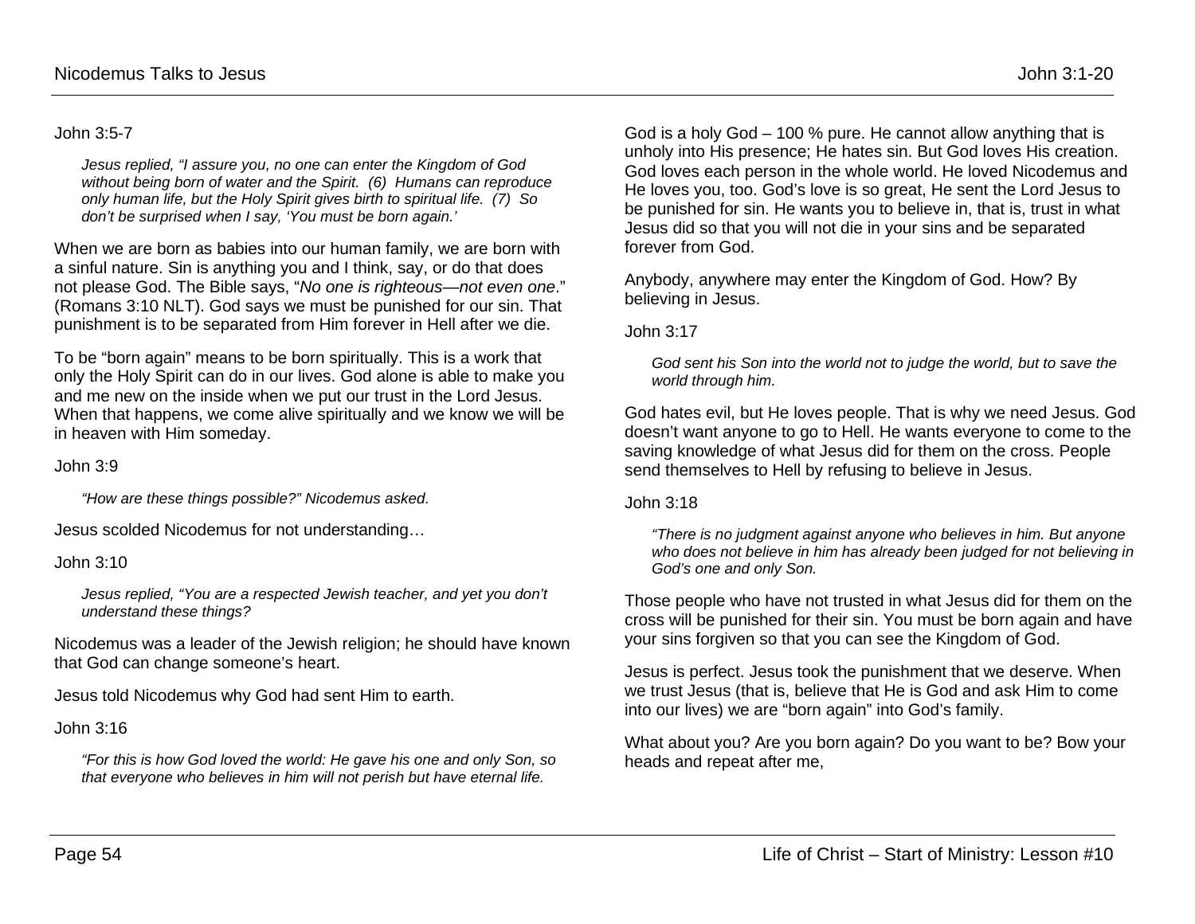John 3:5-7

> *Jesus replied, "I assure you, no one can enter the Kingdom of God without being born of water and the Spirit. (6) Humans can reproduce only human life, but the Holy Spirit gives birth to spiritual life. (7) So don't be surprised when I say, 'You must be born again.'*

When we are born as babies into our human family, we are born with a sinful nature. Sin is anything you and I think, say, or do that does not please God. The Bible says, "*No one is righteous—not even one*." (Romans 3:10 NLT). God says we must be punished for our sin. That punishment is to be separated from Him forever in Hell after we die.

To be "born again" means to be born spiritually. This is a work that only the Holy Spirit can do in our lives. God alone is able to make you and me new on the inside when we put our trust in the Lord Jesus. When that happens, we come alive spiritually and we know we will be in heaven with Him someday.

John 3:9

> *"How are these things possible?" Nicodemus asked.*

Jesus scolded Nicodemus for not understanding…

John 3:10

> *Jesus replied, "You are a respected Jewish teacher, and yet you don't understand these things?*

Nicodemus was a leader of the Jewish religion; he should have known that God can change someone's heart.

Jesus told Nicodemus why God had sent Him to earth.

John 3:16

> *"For this is how God loved the world: He gave his one and only Son, so that everyone who believes in him will not perish but have eternal life.*

God is a holy God – 100 % pure. He cannot allow anything that is unholy into His presence; He hates sin. But God loves His creation. God loves each person in the whole world. He loved Nicodemus and He loves you, too. God's love is so great, He sent the Lord Jesus to be punished for sin. He wants you to believe in, that is, trust in what Jesus did so that you will not die in your sins and be separated forever from God.

Anybody, anywhere may enter the Kingdom of God. How? By believing in Jesus.

John 3:17

> *God sent his Son into the world not to judge the world, but to save the world through him.*

God hates evil, but He loves people. That is why we need Jesus. God doesn't want anyone to go to Hell. He wants everyone to come to the saving knowledge of what Jesus did for them on the cross. People send themselves to Hell by refusing to believe in Jesus.

John 3:18

> *"There is no judgment against anyone who believes in him. But anyone who does not believe in him has already been judged for not believing in God's one and only Son.*

Those people who have not trusted in what Jesus did for them on the cross will be punished for their sin. You must be born again and have your sins forgiven so that you can see the Kingdom of God.

Jesus is perfect. Jesus took the punishment that we deserve. When we trust Jesus (that is, believe that He is God and ask Him to come into our lives) we are "born again" into God's family.

What about you? Are you born again? Do you want to be? Bow your heads and repeat after me,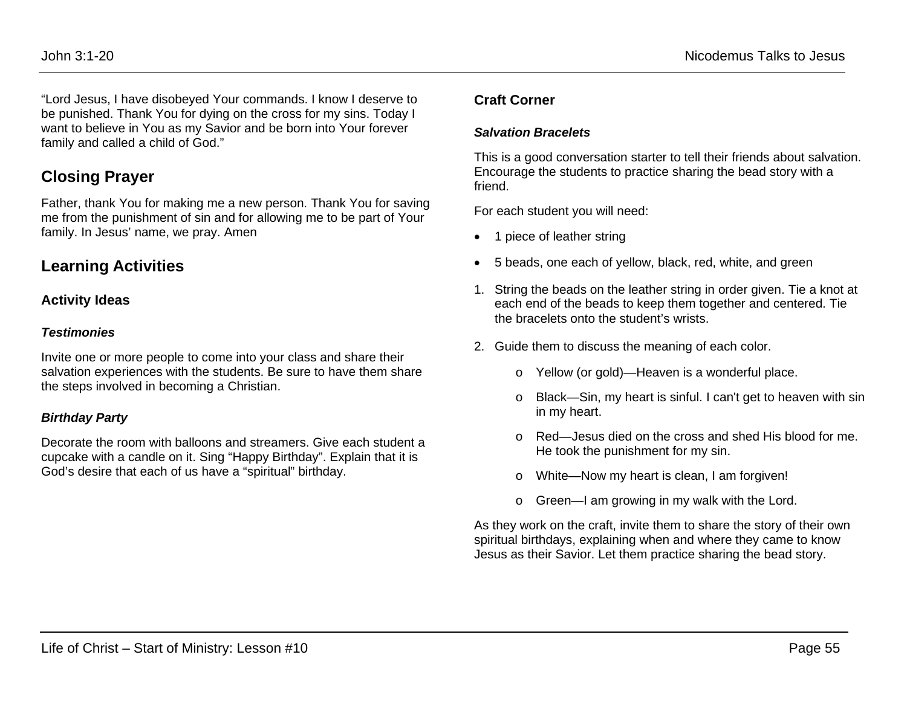"Lord Jesus, I have disobeyed Your commands. I know I deserve to be punished. Thank You for dying on the cross for my sins. Today I want to believe in You as my Savior and be born into Your forever family and called a child of God."

## Closing Prayer

Father, thank You for making me a new person. Thank You for saving me from the punishment of sin and for allowing me to be part of Your family. In Jesus' name, we pray. Amen

## Learning Activities

### Activity Ideas

#### *Testimonies*

Invite one or more people to come into your class and share their salvation experiences with the students. Be sure to have them share the steps involved in becoming a Christian.

#### *Birthday Party*

Decorate the room with balloons and streamers. Give each student a cupcake with a candle on it. Sing "Happy Birthday". Explain that it is God's desire that each of us have a "spiritual" birthday.

### Craft Corner

#### *Salvation Bracelets*

This is a good conversation starter to tell their friends about salvation. Encourage the students to practice sharing the bead story with a friend.

For each student you will need:

- 1 piece of leather string
- 5 beads, one each of yellow, black, red, white, and green

1. String the beads on the leather string in order given. Tie a knot at each end of the beads to keep them together and centered. Tie the bracelets onto the student's wrists.
2. Guide them to discuss the meaning of each color.
   - Yellow (or gold)—Heaven is a wonderful place.
   - Black—Sin, my heart is sinful. I can't get to heaven with sin in my heart.
   - Red—Jesus died on the cross and shed His blood for me. He took the punishment for my sin.
   - White—Now my heart is clean, I am forgiven!
   - Green—I am growing in my walk with the Lord.

As they work on the craft, invite them to share the story of their own spiritual birthdays, explaining when and where they came to know Jesus as their Savior. Let them practice sharing the bead story.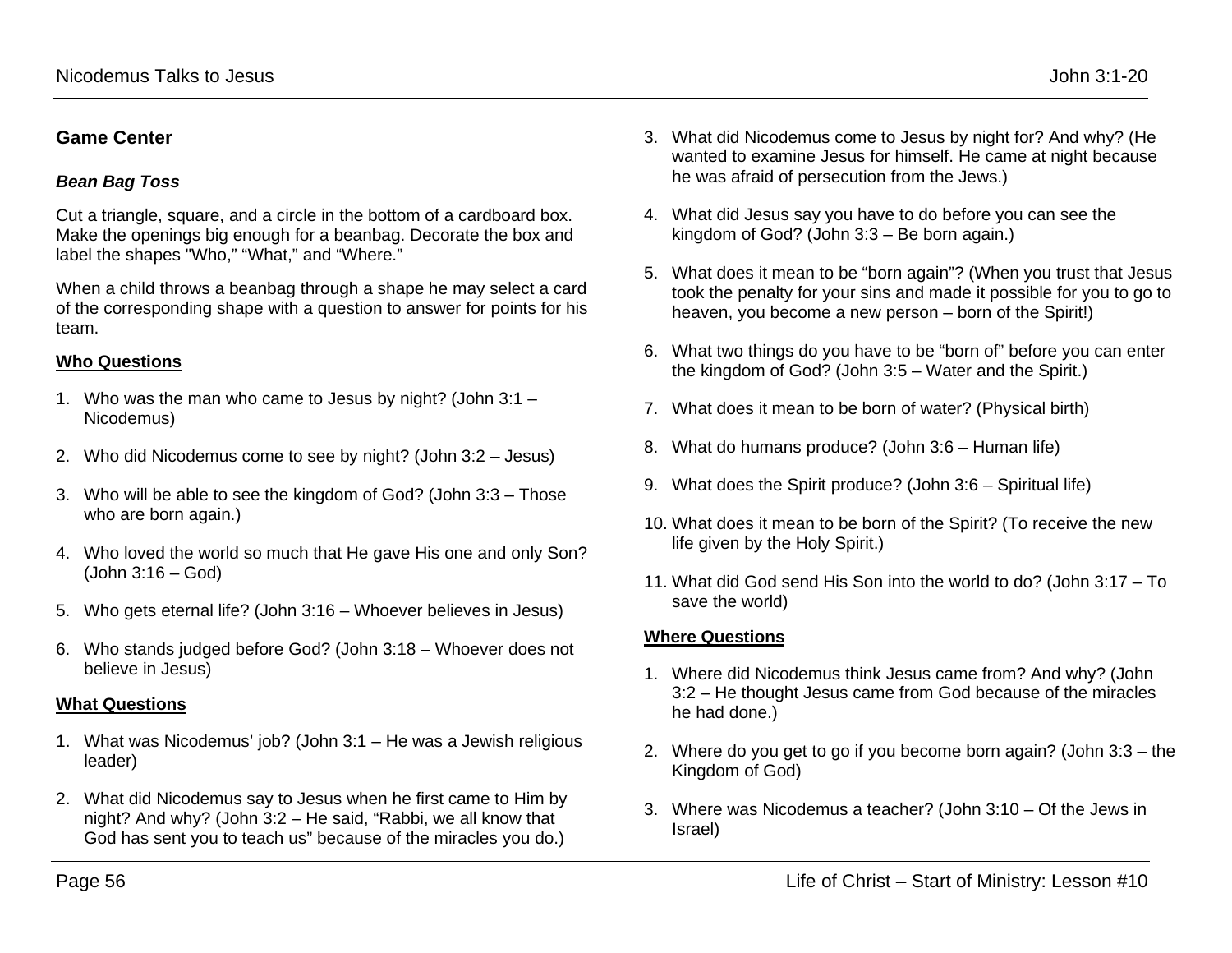## Game Center

### *Bean Bag Toss*

Cut a triangle, square, and a circle in the bottom of a cardboard box. Make the openings big enough for a beanbag. Decorate the box and label the shapes "Who," "What," and "Where."

When a child throws a beanbag through a shape he may select a card of the corresponding shape with a question to answer for points for his team.

**Who Questions**

1. Who was the man who came to Jesus by night? (John 3:1 – Nicodemus)
2. Who did Nicodemus come to see by night? (John 3:2 – Jesus)
3. Who will be able to see the kingdom of God? (John 3:3 – Those who are born again.)
4. Who loved the world so much that He gave His one and only Son? (John 3:16 – God)
5. Who gets eternal life? (John 3:16 – Whoever believes in Jesus)
6. Who stands judged before God? (John 3:18 – Whoever does not believe in Jesus)

**What Questions**

1. What was Nicodemus' job? (John 3:1 – He was a Jewish religious leader)
2. What did Nicodemus say to Jesus when he first came to Him by night? And why? (John 3:2 – He said, "Rabbi, we all know that God has sent you to teach us" because of the miracles you do.)
3. What did Nicodemus come to Jesus by night for? And why? (He wanted to examine Jesus for himself. He came at night because he was afraid of persecution from the Jews.)
4. What did Jesus say you have to do before you can see the kingdom of God? (John 3:3 – Be born again.)
5. What does it mean to be "born again"? (When you trust that Jesus took the penalty for your sins and made it possible for you to go to heaven, you become a new person – born of the Spirit!)
6. What two things do you have to be "born of" before you can enter the kingdom of God? (John 3:5 – Water and the Spirit.)
7. What does it mean to be born of water? (Physical birth)
8. What do humans produce? (John 3:6 – Human life)
9. What does the Spirit produce? (John 3:6 – Spiritual life)
10. What does it mean to be born of the Spirit? (To receive the new life given by the Holy Spirit.)
11. What did God send His Son into the world to do? (John 3:17 – To save the world)

**Where Questions**

1. Where did Nicodemus think Jesus came from? And why? (John 3:2 – He thought Jesus came from God because of the miracles he had done.)
2. Where do you get to go if you become born again? (John 3:3 – the Kingdom of God)
3. Where was Nicodemus a teacher? (John 3:10 – Of the Jews in Israel)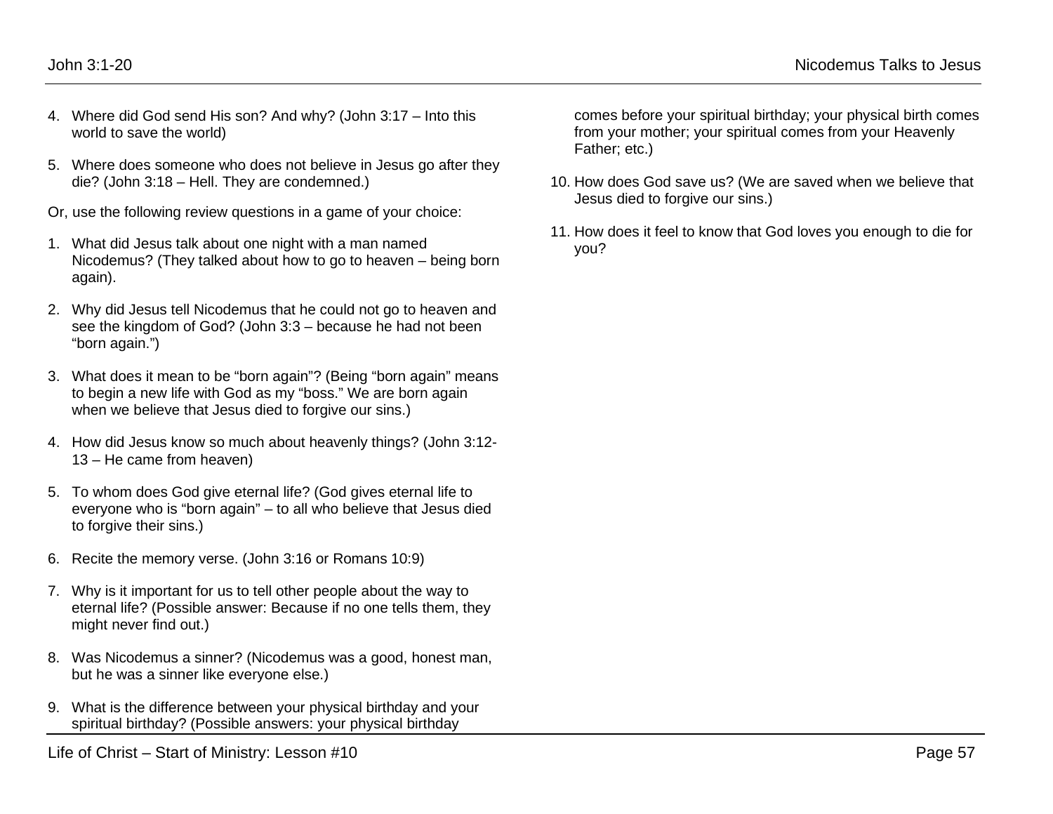4. Where did God send His son? And why? (John 3:17 – Into this world to save the world)

5. Where does someone who does not believe in Jesus go after they die? (John 3:18 – Hell. They are condemned.)

Or, use the following review questions in a game of your choice:

1. What did Jesus talk about one night with a man named Nicodemus? (They talked about how to go to heaven – being born again).

2. Why did Jesus tell Nicodemus that he could not go to heaven and see the kingdom of God? (John 3:3 – because he had not been "born again.")

3. What does it mean to be "born again"? (Being "born again" means to begin a new life with God as my "boss." We are born again when we believe that Jesus died to forgive our sins.)

4. How did Jesus know so much about heavenly things? (John 3:12-13 – He came from heaven)

5. To whom does God give eternal life? (God gives eternal life to everyone who is "born again" – to all who believe that Jesus died to forgive their sins.)

6. Recite the memory verse. (John 3:16 or Romans 10:9)

7. Why is it important for us to tell other people about the way to eternal life? (Possible answer: Because if no one tells them, they might never find out.)

8. Was Nicodemus a sinner? (Nicodemus was a good, honest man, but he was a sinner like everyone else.)

9. What is the difference between your physical birthday and your spiritual birthday? (Possible answers: your physical birthday comes before your spiritual birthday; your physical birth comes from your mother; your spiritual comes from your Heavenly Father; etc.)

10. How does God save us? (We are saved when we believe that Jesus died to forgive our sins.)

11. How does it feel to know that God loves you enough to die for you?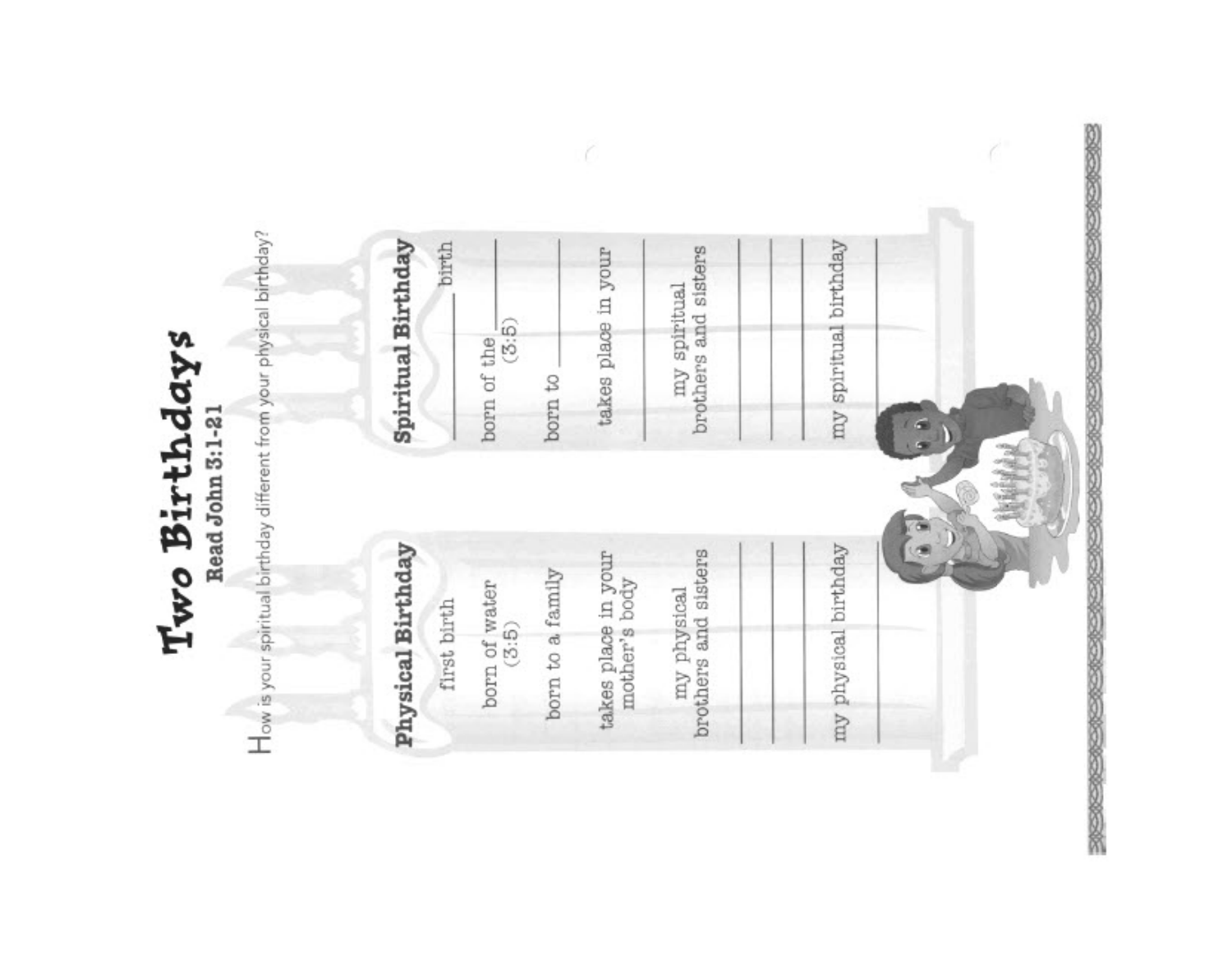# Two Birthdays

**Read John 3:1-21**

How is your spiritual birthday different from your physical birthday?

| Physical Birthday | Spiritual Birthday |
|---|---|
| first birth | ______ birth |
| born of water (3:5) | born of the ______ (3:5) |
| born to a family | born to ______ |
| takes place in your mother's body | takes place in your ______ |
| my physical brothers and sisters | my spiritual brothers and sisters |
| | |
| | |
| | |
| my physical birthday | my spiritual birthday |
| | |